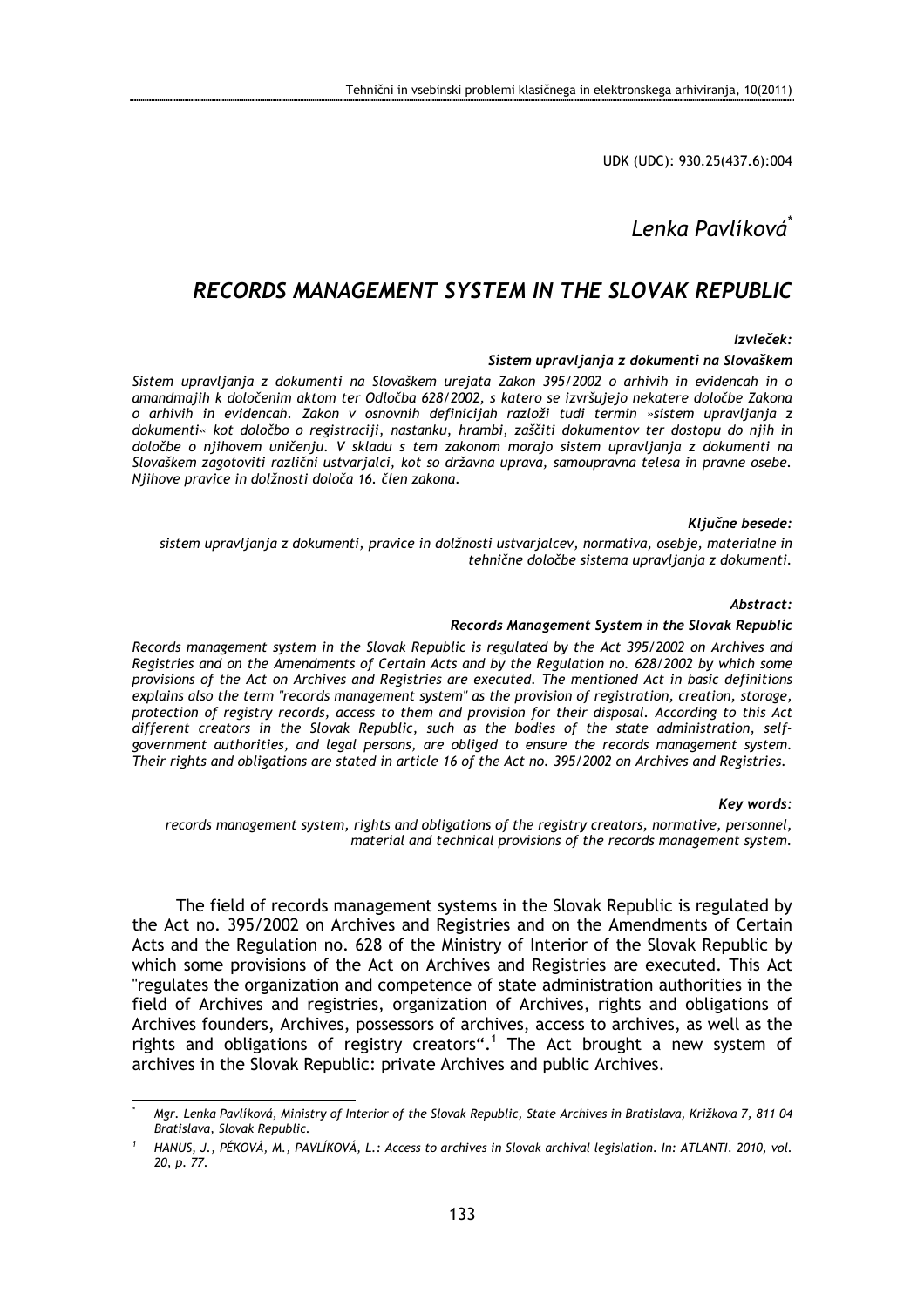UDK (UDC): 930.25(437.6):004

*Lenka Pavlíková*[*]

# RECORDS MANAGEMENT SYSTEM IN THE SLOVAK REPUBLIC

***Izvleček:***

***Sistem upravljanja z dokumenti na Slovaškem***

*Sistem upravljanja z dokumenti na Slovaškem urejata Zakon 395/2002 o arhivih in evidencah in o amandmajih k določenim aktom ter Odločba 628/2002, s katero se izvršujejo nekatere določbe Zakona o arhivih in evidencah. Zakon v osnovnih definicijah razloži tudi termin »sistem upravljanja z dokumenti« kot določbo o registraciji, nastanku, hrambi, zaščiti dokumentov ter dostopu do njih in določbe o njihovem uničenju. V skladu s tem zakonom morajo sistem upravljanja z dokumenti na Slovaškem zagotoviti različni ustvarjalci, kot so državna uprava, samoupravna telesa in pravne osebe. Njihove pravice in dolžnosti določa 16. člen zakona.*

***Ključne besede:***

*sistem upravljanja z dokumenti, pravice in dolžnosti ustvarjalcev, normativa, osebje, materialne in tehnične določbe sistema upravljanja z dokumenti.*

***Abstract:***

***Records Management System in the Slovak Republic***

*Records management system in the Slovak Republic is regulated by the Act 395/2002 on Archives and Registries and on the Amendments of Certain Acts and by the Regulation no. 628/2002 by which some provisions of the Act on Archives and Registries are executed. The mentioned Act in basic definitions explains also the term "records management system" as the provision of registration, creation, storage, protection of registry records, access to them and provision for their disposal. According to this Act different creators in the Slovak Republic, such as the bodies of the state administration, self-government authorities, and legal persons, are obliged to ensure the records management system. Their rights and obligations are stated in article 16 of the Act no. 395/2002 on Archives and Registries.*

***Key words:***

*records management system, rights and obligations of the registry creators, normative, personnel, material and technical provisions of the records management system.*

The field of records management systems in the Slovak Republic is regulated by the Act no. 395/2002 on Archives and Registries and on the Amendments of Certain Acts and the Regulation no. 628 of the Ministry of Interior of the Slovak Republic by which some provisions of the Act on Archives and Registries are executed. This Act "regulates the organization and competence of state administration authorities in the field of Archives and registries, organization of Archives, rights and obligations of Archives founders, Archives, possessors of archives, access to archives, as well as the rights and obligations of registry creators".[1] The Act brought a new system of archives in the Slovak Republic: private Archives and public Archives.

---

[*] *Mgr. Lenka Pavlíková, Ministry of Interior of the Slovak Republic, State Archives in Bratislava, Križkova 7, 811 04 Bratislava, Slovak Republic.*

[1] *HANUS, J., PÉKOVÁ, M., PAVLÍKOVÁ, L.: Access to archives in Slovak archival legislation. In: ATLANTI. 2010, vol. 20, p. 77.*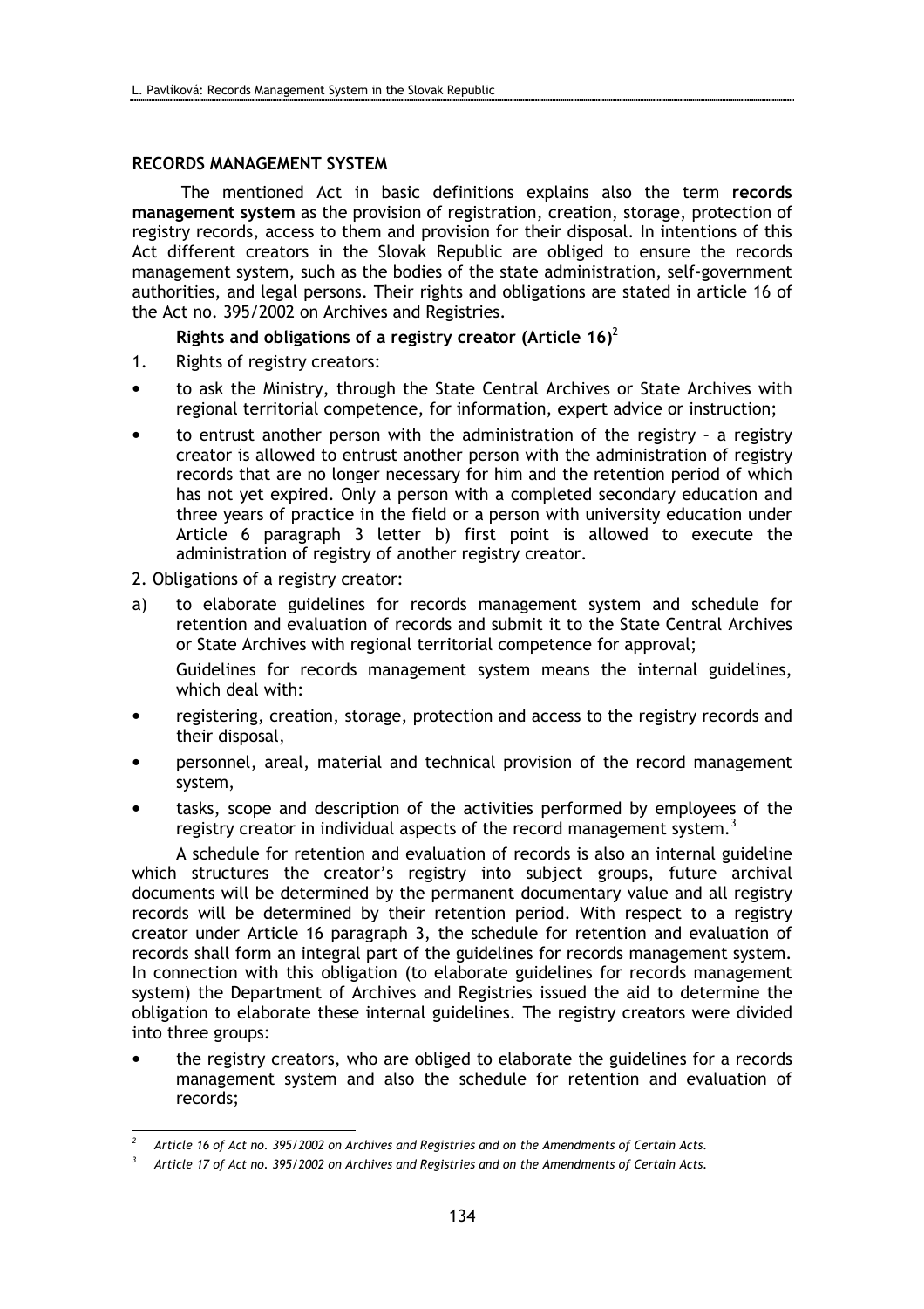## RECORDS MANAGEMENT SYSTEM

The mentioned Act in basic definitions explains also the term **records management system** as the provision of registration, creation, storage, protection of registry records, access to them and provision for their disposal. In intentions of this Act different creators in the Slovak Republic are obliged to ensure the records management system, such as the bodies of the state administration, self-government authorities, and legal persons. Their rights and obligations are stated in article 16 of the Act no. 395/2002 on Archives and Registries.

**Rights and obligations of a registry creator (Article 16)**[2]

1. Rights of registry creators:

- to ask the Ministry, through the State Central Archives or State Archives with regional territorial competence, for information, expert advice or instruction;
- to entrust another person with the administration of the registry – a registry creator is allowed to entrust another person with the administration of registry records that are no longer necessary for him and the retention period of which has not yet expired. Only a person with a completed secondary education and three years of practice in the field or a person with university education under Article 6 paragraph 3 letter b) first point is allowed to execute the administration of registry of another registry creator.

2. Obligations of a registry creator:

a) to elaborate guidelines for records management system and schedule for retention and evaluation of records and submit it to the State Central Archives or State Archives with regional territorial competence for approval;

Guidelines for records management system means the internal guidelines, which deal with:

- registering, creation, storage, protection and access to the registry records and their disposal,
- personnel, areal, material and technical provision of the record management system,
- tasks, scope and description of the activities performed by employees of the registry creator in individual aspects of the record management system.[3]

A schedule for retention and evaluation of records is also an internal guideline which structures the creator's registry into subject groups, future archival documents will be determined by the permanent documentary value and all registry records will be determined by their retention period. With respect to a registry creator under Article 16 paragraph 3, the schedule for retention and evaluation of records shall form an integral part of the guidelines for records management system. In connection with this obligation (to elaborate guidelines for records management system) the Department of Archives and Registries issued the aid to determine the obligation to elaborate these internal guidelines. The registry creators were divided into three groups:

- the registry creators, who are obliged to elaborate the guidelines for a records management system and also the schedule for retention and evaluation of records;

---

[2] *Article 16 of Act no. 395/2002 on Archives and Registries and on the Amendments of Certain Acts.*

[3] *Article 17 of Act no. 395/2002 on Archives and Registries and on the Amendments of Certain Acts.*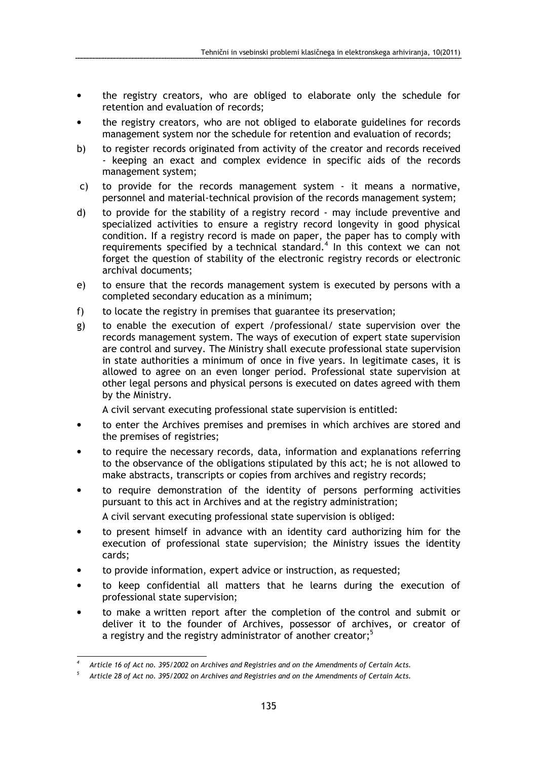- the registry creators, who are obliged to elaborate only the schedule for retention and evaluation of records;
- the registry creators, who are not obliged to elaborate guidelines for records management system nor the schedule for retention and evaluation of records;

b) to register records originated from activity of the creator and records received - keeping an exact and complex evidence in specific aids of the records management system;

c) to provide for the records management system - it means a normative, personnel and material-technical provision of the records management system;

d) to provide for the stability of a registry record - may include preventive and specialized activities to ensure a registry record longevity in good physical condition. If a registry record is made on paper, the paper has to comply with requirements specified by a technical standard.[4] In this context we can not forget the question of stability of the electronic registry records or electronic archival documents;

e) to ensure that the records management system is executed by persons with a completed secondary education as a minimum;

f) to locate the registry in premises that guarantee its preservation;

g) to enable the execution of expert /professional/ state supervision over the records management system. The ways of execution of expert state supervision are control and survey. The Ministry shall execute professional state supervision in state authorities a minimum of once in five years. In legitimate cases, it is allowed to agree on an even longer period. Professional state supervision at other legal persons and physical persons is executed on dates agreed with them by the Ministry.

A civil servant executing professional state supervision is entitled:

- to enter the Archives premises and premises in which archives are stored and the premises of registries;
- to require the necessary records, data, information and explanations referring to the observance of the obligations stipulated by this act; he is not allowed to make abstracts, transcripts or copies from archives and registry records;
- to require demonstration of the identity of persons performing activities pursuant to this act in Archives and at the registry administration;

A civil servant executing professional state supervision is obliged:

- to present himself in advance with an identity card authorizing him for the execution of professional state supervision; the Ministry issues the identity cards;
- to provide information, expert advice or instruction, as requested;
- to keep confidential all matters that he learns during the execution of professional state supervision;
- to make a written report after the completion of the control and submit or deliver it to the founder of Archives, possessor of archives, or creator of a registry and the registry administrator of another creator;[5]

---

[4] *Article 16 of Act no. 395/2002 on Archives and Registries and on the Amendments of Certain Acts.*

[5] *Article 28 of Act no. 395/2002 on Archives and Registries and on the Amendments of Certain Acts.*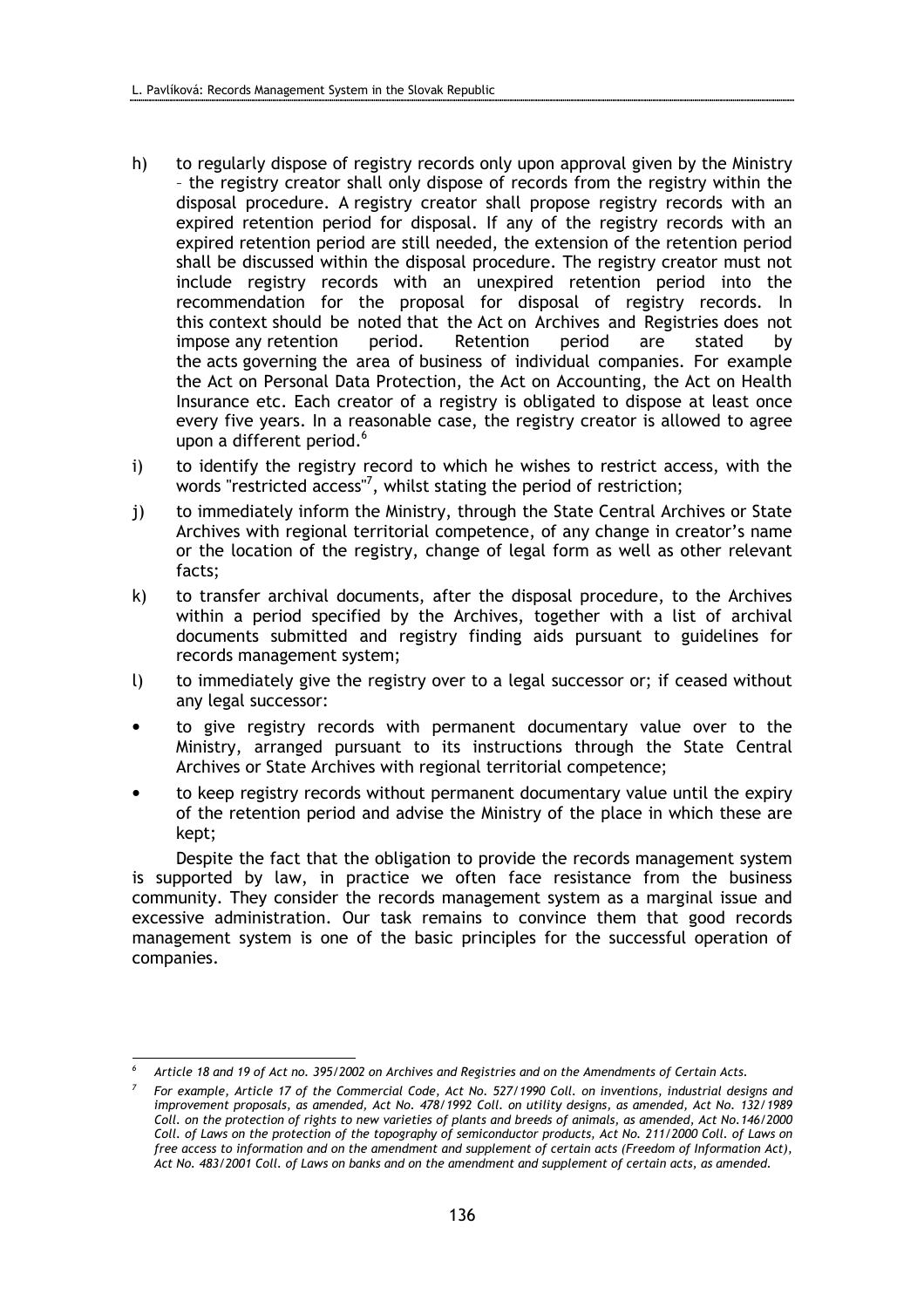h) to regularly dispose of registry records only upon approval given by the Ministry – the registry creator shall only dispose of records from the registry within the disposal procedure. A registry creator shall propose registry records with an expired retention period for disposal. If any of the registry records with an expired retention period are still needed, the extension of the retention period shall be discussed within the disposal procedure. The registry creator must not include registry records with an unexpired retention period into the recommendation for the proposal for disposal of registry records. In this context should be noted that the Act on Archives and Registries does not impose any retention period. Retention period are stated by the acts governing the area of business of individual companies. For example the Act on Personal Data Protection, the Act on Accounting, the Act on Health Insurance etc. Each creator of a registry is obligated to dispose at least once every five years. In a reasonable case, the registry creator is allowed to agree upon a different period.[6]

i) to identify the registry record to which he wishes to restrict access, with the words "restricted access"[7], whilst stating the period of restriction;

j) to immediately inform the Ministry, through the State Central Archives or State Archives with regional territorial competence, of any change in creator's name or the location of the registry, change of legal form as well as other relevant facts;

k) to transfer archival documents, after the disposal procedure, to the Archives within a period specified by the Archives, together with a list of archival documents submitted and registry finding aids pursuant to guidelines for records management system;

l) to immediately give the registry over to a legal successor or; if ceased without any legal successor:

- to give registry records with permanent documentary value over to the Ministry, arranged pursuant to its instructions through the State Central Archives or State Archives with regional territorial competence;
- to keep registry records without permanent documentary value until the expiry of the retention period and advise the Ministry of the place in which these are kept;

Despite the fact that the obligation to provide the records management system is supported by law, in practice we often face resistance from the business community. They consider the records management system as a marginal issue and excessive administration. Our task remains to convince them that good records management system is one of the basic principles for the successful operation of companies.

---

[6] *Article 18 and 19 of Act no. 395/2002 on Archives and Registries and on the Amendments of Certain Acts.*

[7] *For example, Article 17 of the Commercial Code, Act No. 527/1990 Coll. on inventions, industrial designs and improvement proposals, as amended, Act No. 478/1992 Coll. on utility designs, as amended, Act No. 132/1989 Coll. on the protection of rights to new varieties of plants and breeds of animals, as amended, Act No.146/2000 Coll. of Laws on the protection of the topography of semiconductor products, Act No. 211/2000 Coll. of Laws on free access to information and on the amendment and supplement of certain acts (Freedom of Information Act), Act No. 483/2001 Coll. of Laws on banks and on the amendment and supplement of certain acts, as amended.*